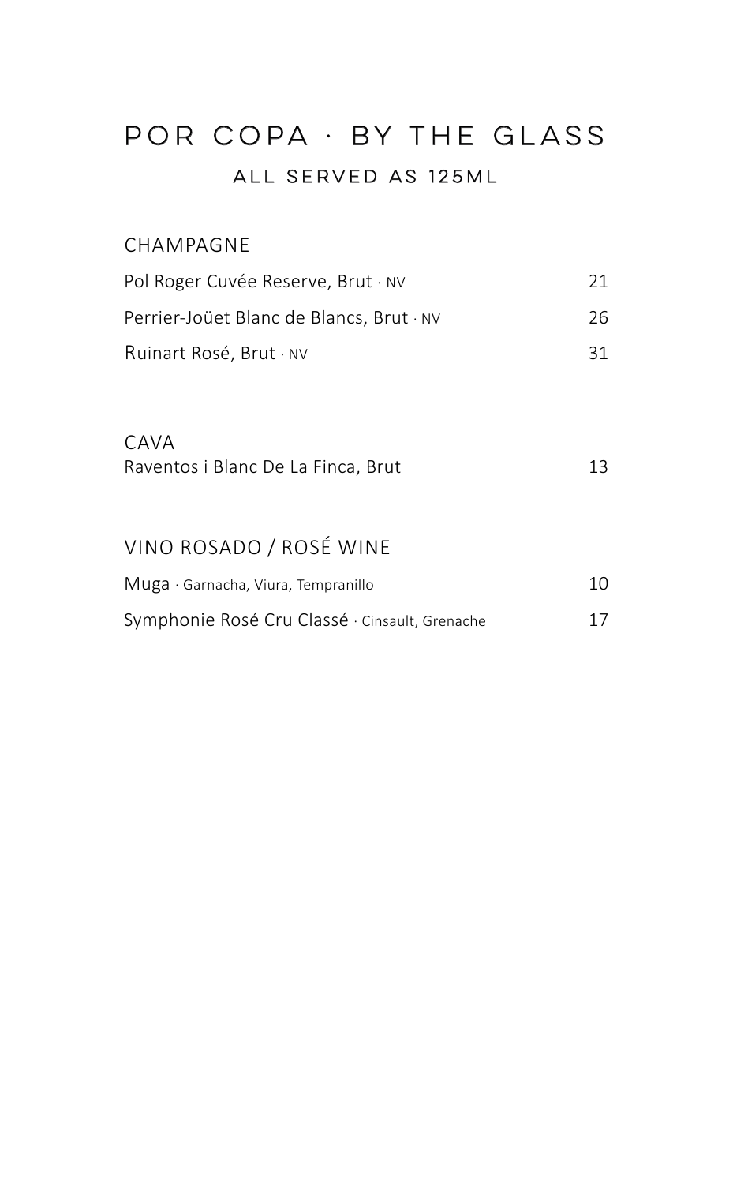# POR COPA · BY THE GLASS

## ALL SERVED AS 125ML

### CHAMPAGNE

| | |
|---|---|
| Pol Roger Cuvée Reserve, Brut · NV | 21 |
| Perrier-Joüet Blanc de Blancs, Brut · NV | 26 |
| Ruinart Rosé, Brut · NV | 31 |

### CAVA

| | |
|---|---|
| Raventos i Blanc De La Finca, Brut | 13 |

### VINO ROSADO / ROSÉ WINE

| | |
|---|---|
| Muga · Garnacha, Viura, Tempranillo | 10 |
| Symphonie Rosé Cru Classé · Cinsault, Grenache | 17 |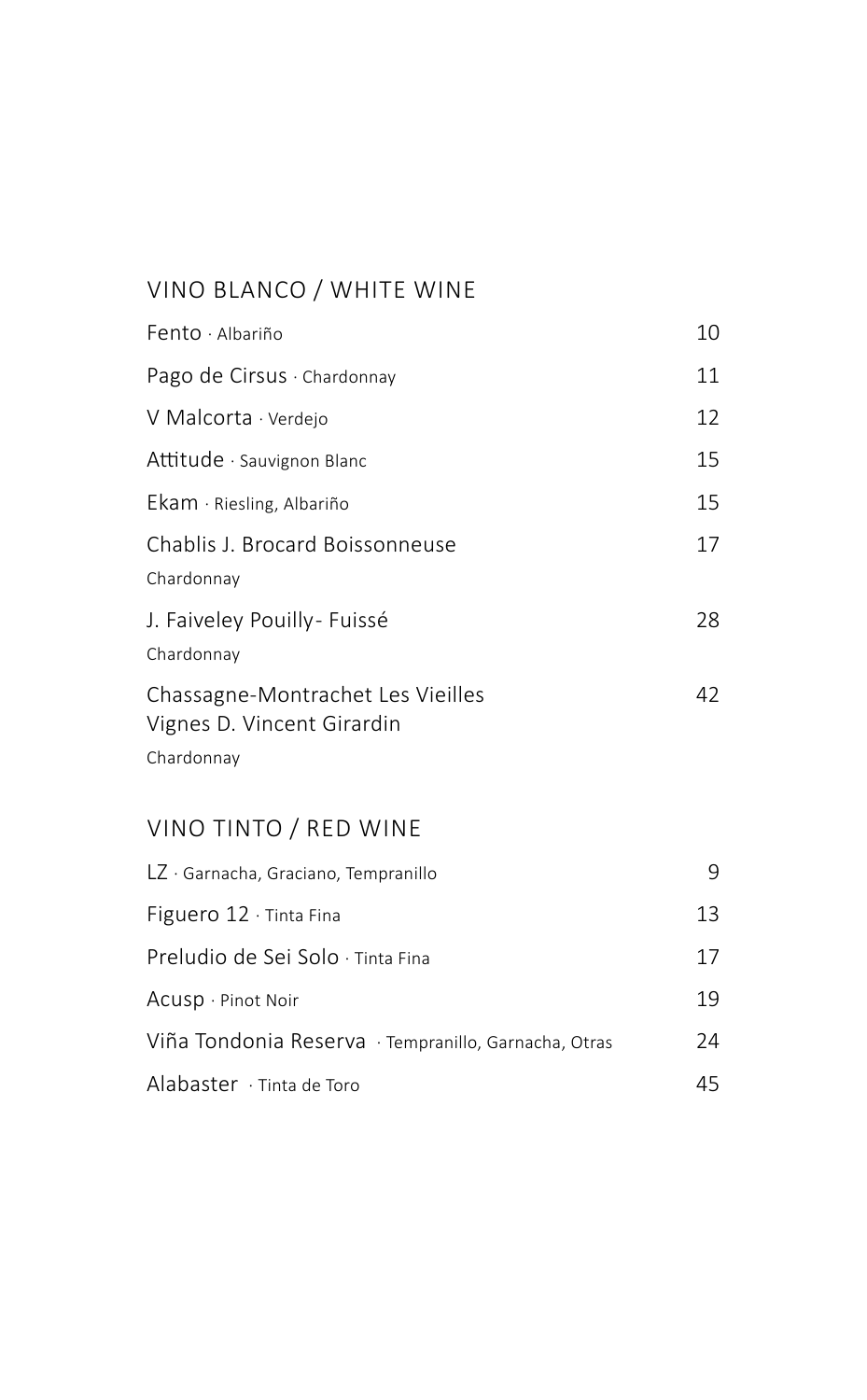## VINO BLANCO / WHITE WINE

| | |
|---|---|
| Fento · Albariño | 10 |
| Pago de Cirsus · Chardonnay | 11 |
| V Malcorta · Verdejo | 12 |
| Attitude · Sauvignon Blanc | 15 |
| Ekam · Riesling, Albariño | 15 |
| Chablis J. Brocard Boissonneuse<br>Chardonnay | 17 |
| J. Faiveley Pouilly- Fuissé<br>Chardonnay | 28 |
| Chassagne-Montrachet Les Vieilles Vignes D. Vincent Girardin<br>Chardonnay | 42 |

## VINO TINTO / RED WINE

| | |
|---|---|
| LZ · Garnacha, Graciano, Tempranillo | 9 |
| Figuero 12 · Tinta Fina | 13 |
| Preludio de Sei Solo · Tinta Fina | 17 |
| Acusp · Pinot Noir | 19 |
| Viña Tondonia Reserva · Tempranillo, Garnacha, Otras | 24 |
| Alabaster · Tinta de Toro | 45 |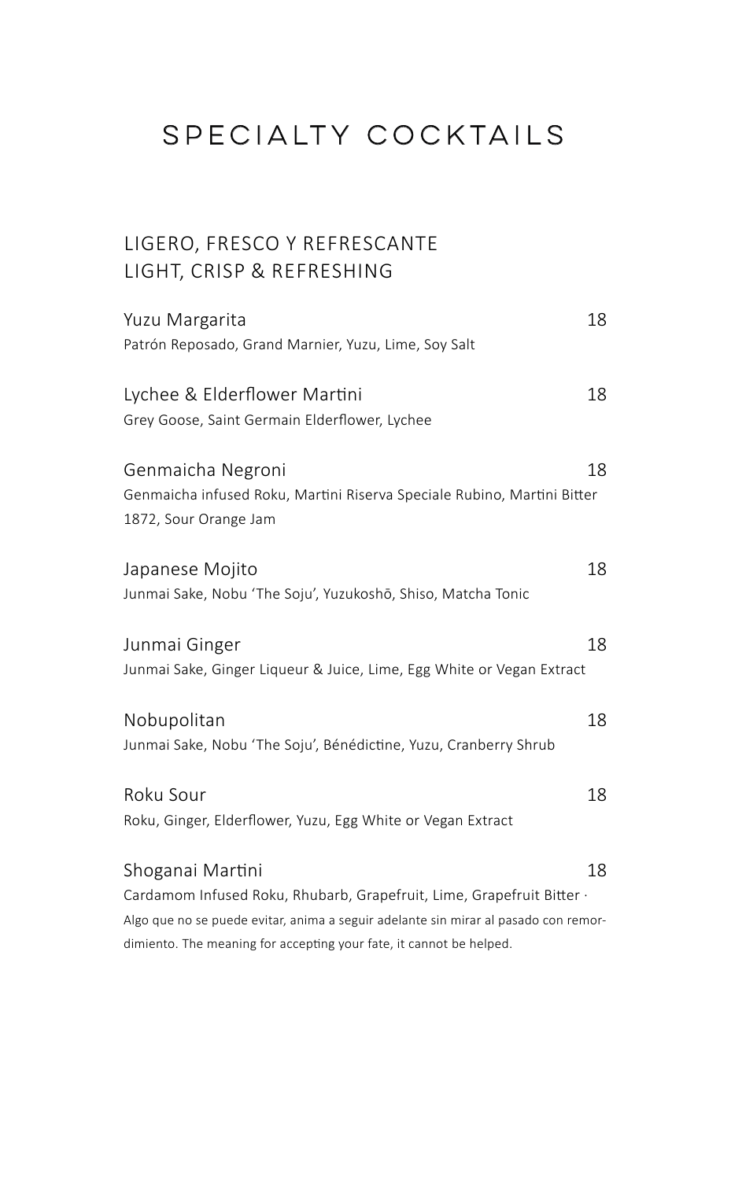# SPECIALTY COCKTAILS

## LIGERO, FRESCO Y REFRESCANTE
## LIGHT, CRISP & REFRESHING

Yuzu Margarita 18
Patrón Reposado, Grand Marnier, Yuzu, Lime, Soy Salt

Lychee & Elderflower Martini 18
Grey Goose, Saint Germain Elderflower, Lychee

Genmaicha Negroni 18
Genmaicha infused Roku, Martini Riserva Speciale Rubino, Martini Bitter 1872, Sour Orange Jam

Japanese Mojito 18
Junmai Sake, Nobu 'The Soju', Yuzukoshō, Shiso, Matcha Tonic

Junmai Ginger 18
Junmai Sake, Ginger Liqueur & Juice, Lime, Egg White or Vegan Extract

Nobupolitan 18
Junmai Sake, Nobu 'The Soju', Bénédictine, Yuzu, Cranberry Shrub

Roku Sour 18
Roku, Ginger, Elderflower, Yuzu, Egg White or Vegan Extract

Shoganai Martini 18
Cardamom Infused Roku, Rhubarb, Grapefruit, Lime, Grapefruit Bitter · Algo que no se puede evitar, anima a seguir adelante sin mirar al pasado con remordimiento. The meaning for accepting your fate, it cannot be helped.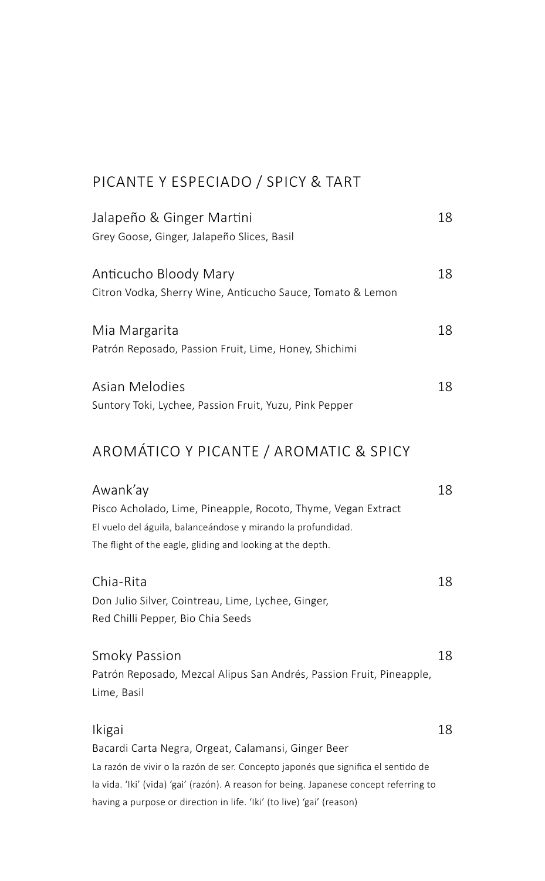## PICANTE Y ESPECIADO / SPICY & TART

**Jalapeño & Ginger Martini** — 18
Grey Goose, Ginger, Jalapeño Slices, Basil

**Anticucho Bloody Mary** — 18
Citron Vodka, Sherry Wine, Anticucho Sauce, Tomato & Lemon

**Mia Margarita** — 18
Patrón Reposado, Passion Fruit, Lime, Honey, Shichimi

**Asian Melodies** — 18
Suntory Toki, Lychee, Passion Fruit, Yuzu, Pink Pepper

## AROMÁTICO Y PICANTE / AROMATIC & SPICY

**Awank'ay** — 18
Pisco Acholado, Lime, Pineapple, Rocoto, Thyme, Vegan Extract
El vuelo del águila, balanceándose y mirando la profundidad.
The flight of the eagle, gliding and looking at the depth.

**Chia-Rita** — 18
Don Julio Silver, Cointreau, Lime, Lychee, Ginger,
Red Chilli Pepper, Bio Chia Seeds

**Smoky Passion** — 18
Patrón Reposado, Mezcal Alipus San Andrés, Passion Fruit, Pineapple, Lime, Basil

**Ikigai** — 18
Bacardi Carta Negra, Orgeat, Calamansi, Ginger Beer
La razón de vivir o la razón de ser. Concepto japonés que significa el sentido de la vida. 'Iki' (vida) 'gai' (razón). A reason for being. Japanese concept referring to having a purpose or direction in life. 'Iki' (to live) 'gai' (reason)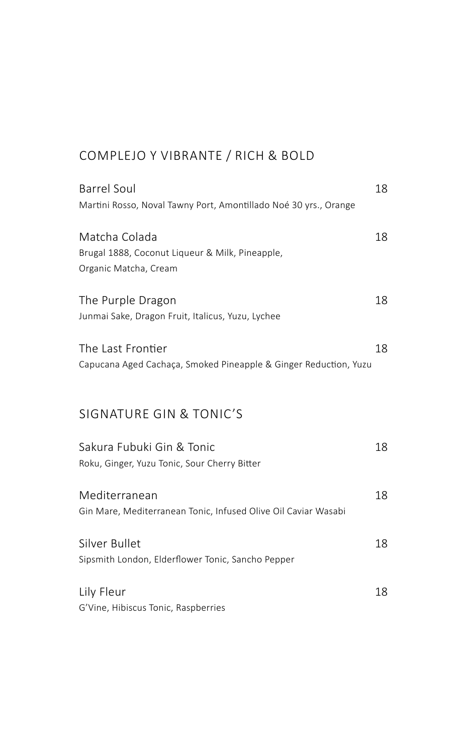## COMPLEJO Y VIBRANTE / RICH & BOLD

**Barrel Soul** 18
Martini Rosso, Noval Tawny Port, Amontillado Noé 30 yrs., Orange

**Matcha Colada** 18
Brugal 1888, Coconut Liqueur & Milk, Pineapple,
Organic Matcha, Cream

**The Purple Dragon** 18
Junmai Sake, Dragon Fruit, Italicus, Yuzu, Lychee

**The Last Frontier** 18
Capucana Aged Cachaça, Smoked Pineapple & Ginger Reduction, Yuzu

## SIGNATURE GIN & TONIC'S

**Sakura Fubuki Gin & Tonic** 18
Roku, Ginger, Yuzu Tonic, Sour Cherry Bitter

**Mediterranean** 18
Gin Mare, Mediterranean Tonic, Infused Olive Oil Caviar Wasabi

**Silver Bullet** 18
Sipsmith London, Elderflower Tonic, Sancho Pepper

**Lily Fleur** 18
G'Vine, Hibiscus Tonic, Raspberries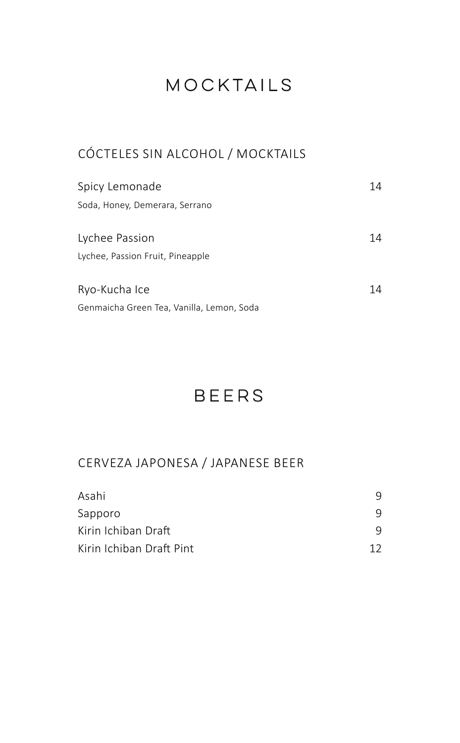# MOCKTAILS

## CÓCTELES SIN ALCOHOL / MOCKTAILS

Spicy Lemonade — 14
Soda, Honey, Demerara, Serrano

Lychee Passion — 14
Lychee, Passion Fruit, Pineapple

Ryo-Kucha Ice — 14
Genmaicha Green Tea, Vanilla, Lemon, Soda

# BEERS

## CERVEZA JAPONESA / JAPANESE BEER

| Item | Price |
|---|---|
| Asahi | 9 |
| Sapporo | 9 |
| Kirin Ichiban Draft | 9 |
| Kirin Ichiban Draft Pint | 12 |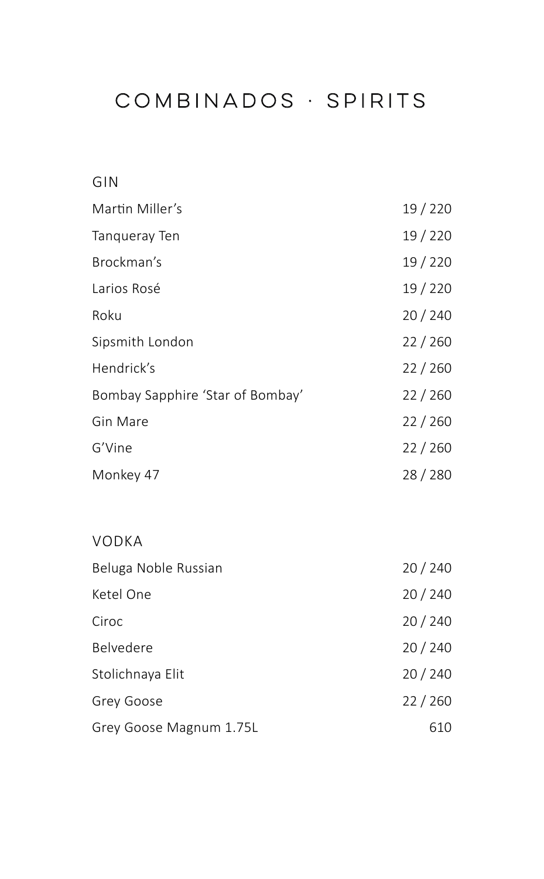# COMBINADOS · SPIRITS

## GIN

| | |
|---|---|
| Martin Miller's | 19 / 220 |
| Tanqueray Ten | 19 / 220 |
| Brockman's | 19 / 220 |
| Larios Rosé | 19 / 220 |
| Roku | 20 / 240 |
| Sipsmith London | 22 / 260 |
| Hendrick's | 22 / 260 |
| Bombay Sapphire 'Star of Bombay' | 22 / 260 |
| Gin Mare | 22 / 260 |
| G'Vine | 22 / 260 |
| Monkey 47 | 28 / 280 |

## VODKA

| | |
|---|---|
| Beluga Noble Russian | 20 / 240 |
| Ketel One | 20 / 240 |
| Ciroc | 20 / 240 |
| Belvedere | 20 / 240 |
| Stolichnaya Elit | 20 / 240 |
| Grey Goose | 22 / 260 |
| Grey Goose Magnum 1.75L | 610 |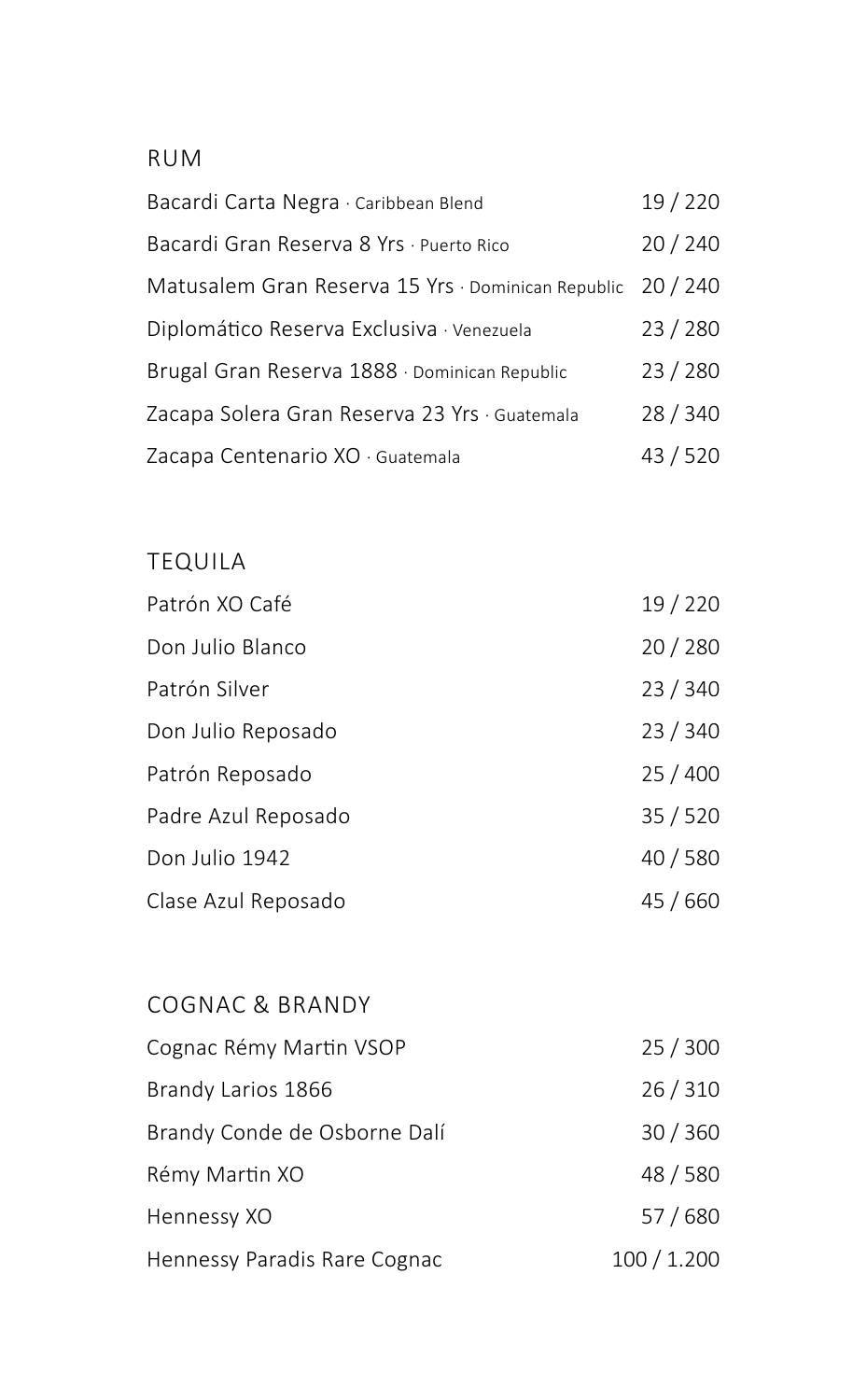## RUM

| | |
|---|---|
| Bacardi Carta Negra · Caribbean Blend | 19 / 220 |
| Bacardi Gran Reserva 8 Yrs · Puerto Rico | 20 / 240 |
| Matusalem Gran Reserva 15 Yrs · Dominican Republic | 20 / 240 |
| Diplomático Reserva Exclusiva · Venezuela | 23 / 280 |
| Brugal Gran Reserva 1888 · Dominican Republic | 23 / 280 |
| Zacapa Solera Gran Reserva 23 Yrs · Guatemala | 28 / 340 |
| Zacapa Centenario XO · Guatemala | 43 / 520 |

## TEQUILA

| | |
|---|---|
| Patrón XO Café | 19 / 220 |
| Don Julio Blanco | 20 / 280 |
| Patrón Silver | 23 / 340 |
| Don Julio Reposado | 23 / 340 |
| Patrón Reposado | 25 / 400 |
| Padre Azul Reposado | 35 / 520 |
| Don Julio 1942 | 40 / 580 |
| Clase Azul Reposado | 45 / 660 |

## COGNAC & BRANDY

| | |
|---|---|
| Cognac Rémy Martin VSOP | 25 / 300 |
| Brandy Larios 1866 | 26 / 310 |
| Brandy Conde de Osborne Dalí | 30 / 360 |
| Rémy Martin XO | 48 / 580 |
| Hennessy XO | 57 / 680 |
| Hennessy Paradis Rare Cognac | 100 / 1.200 |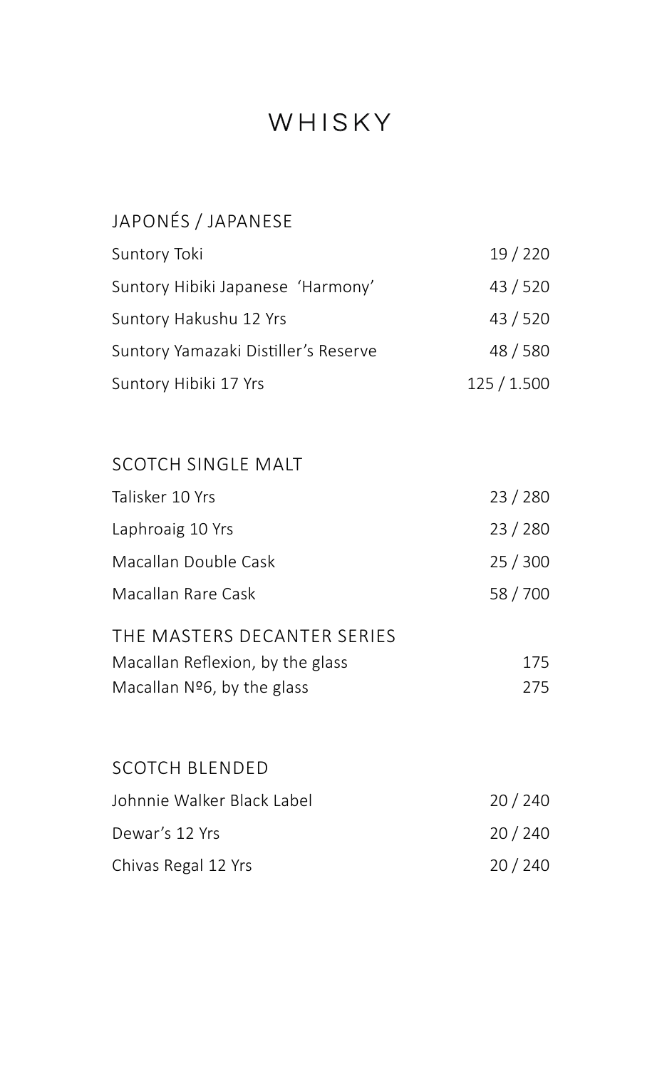# WHISKY

## JAPONÉS / JAPANESE

| | |
|---|---|
| Suntory Toki | 19 / 220 |
| Suntory Hibiki Japanese 'Harmony' | 43 / 520 |
| Suntory Hakushu 12 Yrs | 43 / 520 |
| Suntory Yamazaki Distiller's Reserve | 48 / 580 |
| Suntory Hibiki 17 Yrs | 125 / 1.500 |

## SCOTCH SINGLE MALT

| | |
|---|---|
| Talisker 10 Yrs | 23 / 280 |
| Laphroaig 10 Yrs | 23 / 280 |
| Macallan Double Cask | 25 / 300 |
| Macallan Rare Cask | 58 / 700 |

### THE MASTERS DECANTER SERIES

| | |
|---|---|
| Macallan Reflexion, by the glass | 175 |
| Macallan Nº6, by the glass | 275 |

## SCOTCH BLENDED

| | |
|---|---|
| Johnnie Walker Black Label | 20 / 240 |
| Dewar's 12 Yrs | 20 / 240 |
| Chivas Regal 12 Yrs | 20 / 240 |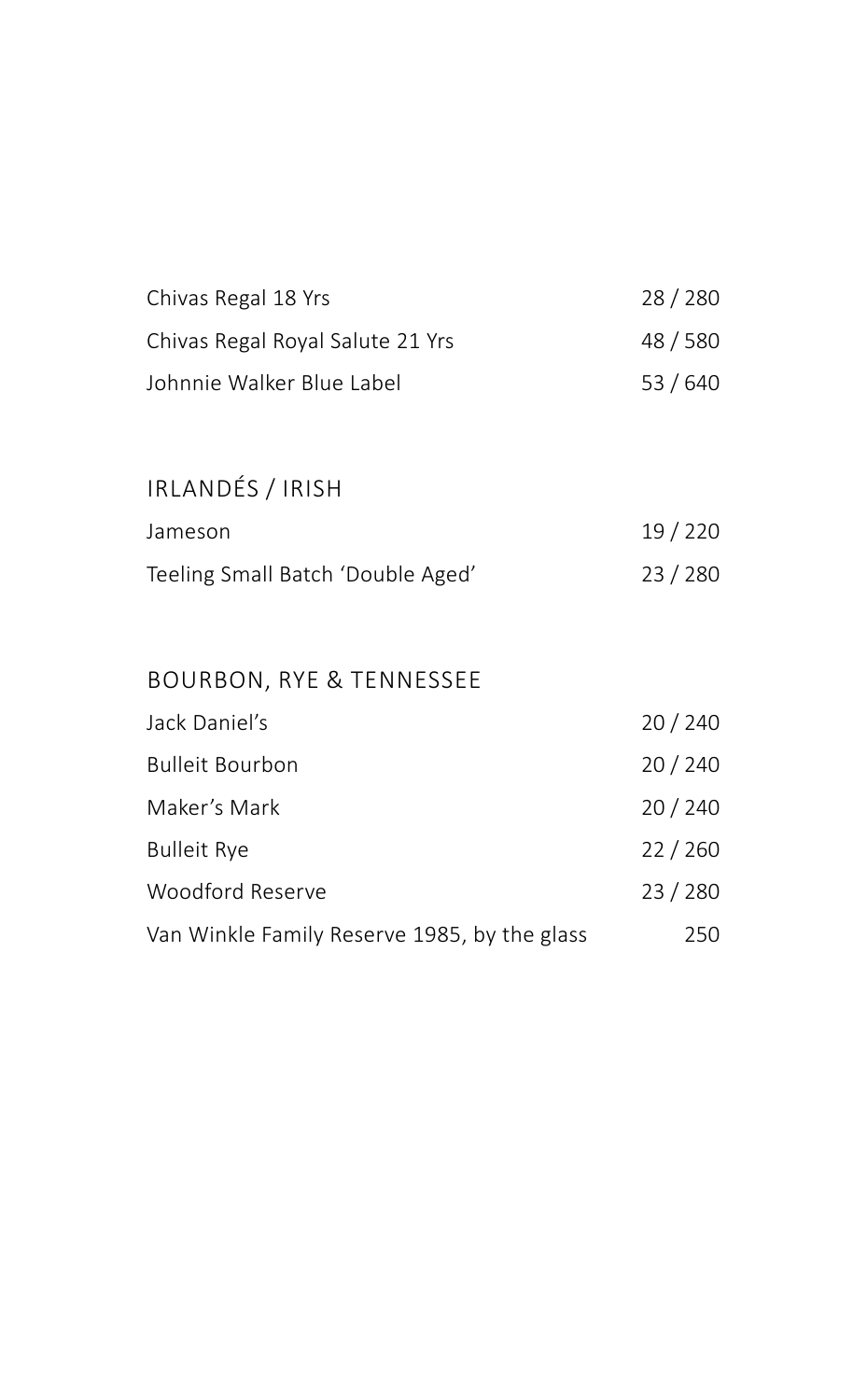| | |
|---|---|
| Chivas Regal 18 Yrs | 28 / 280 |
| Chivas Regal Royal Salute 21 Yrs | 48 / 580 |
| Johnnie Walker Blue Label | 53 / 640 |

## IRLANDÉS / IRISH

| | |
|---|---|
| Jameson | 19 / 220 |
| Teeling Small Batch 'Double Aged' | 23 / 280 |

## BOURBON, RYE & TENNESSEE

| | |
|---|---|
| Jack Daniel's | 20 / 240 |
| Bulleit Bourbon | 20 / 240 |
| Maker's Mark | 20 / 240 |
| Bulleit Rye | 22 / 260 |
| Woodford Reserve | 23 / 280 |
| Van Winkle Family Reserve 1985, by the glass | 250 |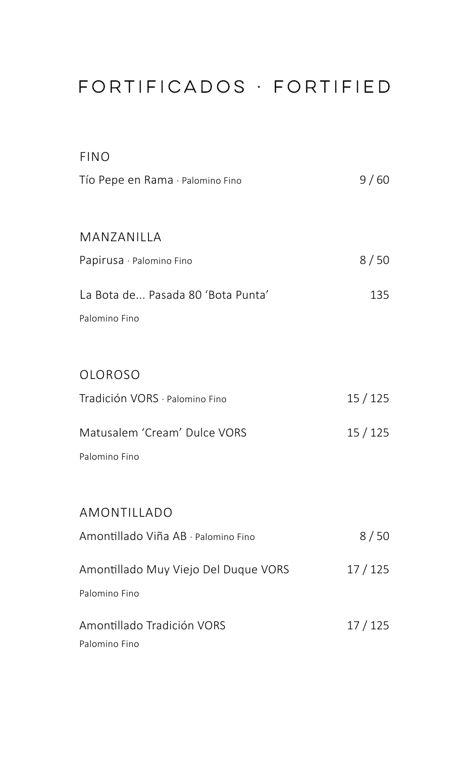# FORTIFICADOS · FORTIFIED

## FINO

Tío Pepe en Rama · Palomino Fino — 9 / 60

## MANZANILLA

Papirusa · Palomino Fino — 8 / 50

La Bota de... Pasada 80 'Bota Punta' — 135
Palomino Fino

## OLOROSO

Tradición VORS · Palomino Fino — 15 / 125

Matusalem 'Cream' Dulce VORS — 15 / 125
Palomino Fino

## AMONTILLADO

Amontillado Viña AB · Palomino Fino — 8 / 50

Amontillado Muy Viejo Del Duque VORS — 17 / 125
Palomino Fino

Amontillado Tradición VORS — 17 / 125
Palomino Fino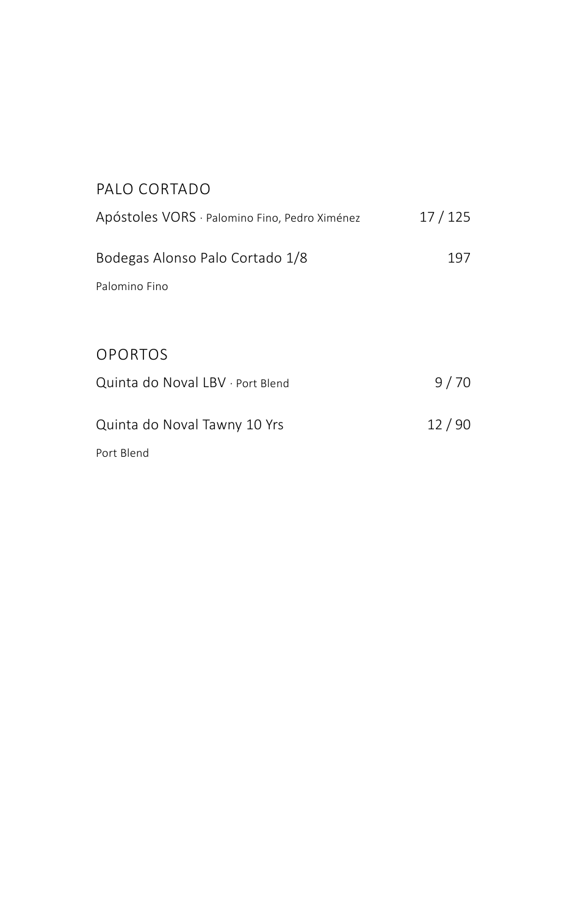## PALO CORTADO

Apóstoles VORS · Palomino Fino, Pedro Ximénez 17 / 125

Bodegas Alonso Palo Cortado 1/8 197

Palomino Fino

## OPORTOS

Quinta do Noval LBV · Port Blend 9 / 70

Quinta do Noval Tawny 10 Yrs 12 / 90

Port Blend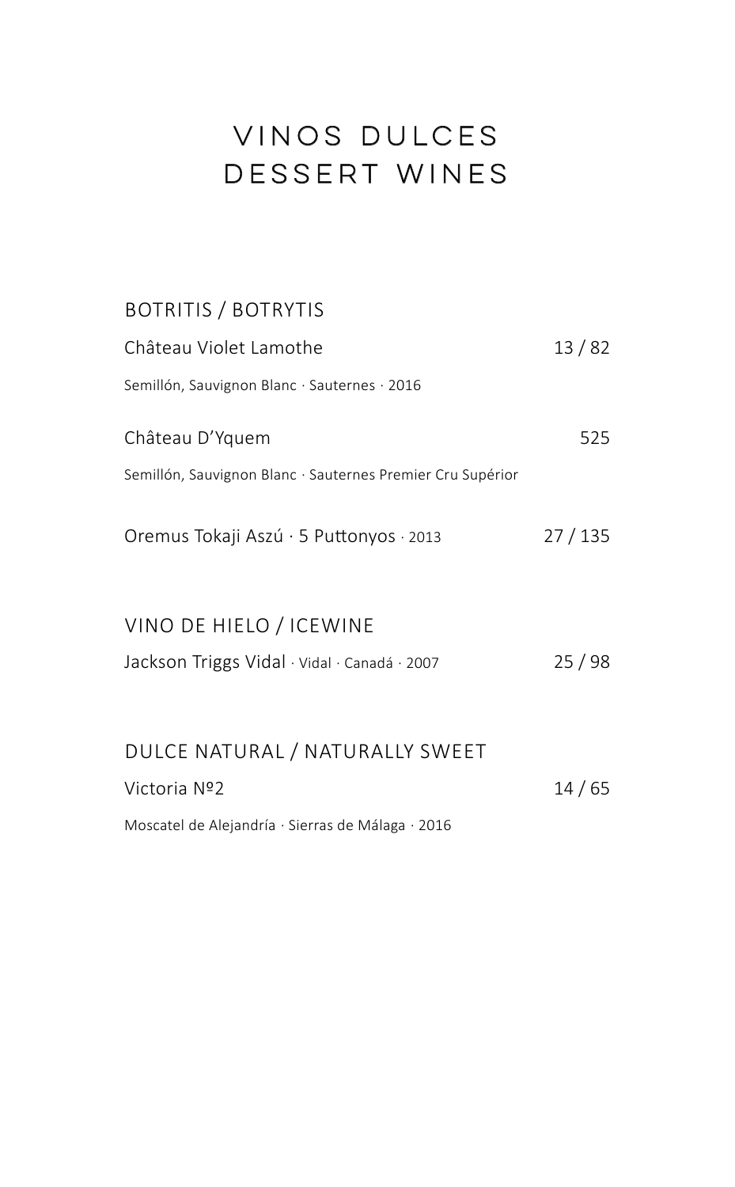# VINOS DULCES
# DESSERT WINES

## BOTRITIS / BOTRYTIS

Château Violet Lamothe 13 / 82

Semillón, Sauvignon Blanc · Sauternes · 2016

Château D'Yquem 525

Semillón, Sauvignon Blanc · Sauternes Premier Cru Supérior

Oremus Tokaji Aszú · 5 Puttonyos · 2013 27 / 135

## VINO DE HIELO / ICEWINE

Jackson Triggs Vidal · Vidal · Canadá · 2007 25 / 98

## DULCE NATURAL / NATURALLY SWEET

Victoria Nº2 14 / 65

Moscatel de Alejandría · Sierras de Málaga · 2016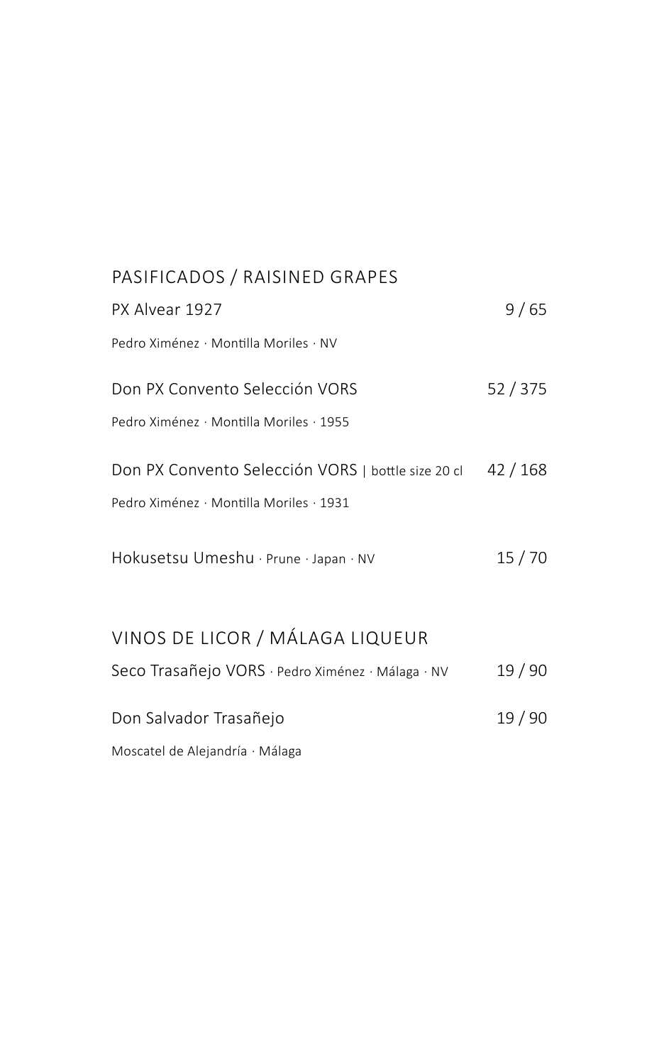## PASIFICADOS / RAISINED GRAPES

PX Alvear 1927 9 / 65

Pedro Ximénez · Montilla Moriles · NV

Don PX Convento Selección VORS 52 / 375

Pedro Ximénez · Montilla Moriles · 1955

Don PX Convento Selección VORS | bottle size 20 cl 42 / 168

Pedro Ximénez · Montilla Moriles · 1931

Hokusetsu Umeshu · Prune · Japan · NV 15 / 70

## VINOS DE LICOR / MÁLAGA LIQUEUR

Seco Trasañejo VORS · Pedro Ximénez · Málaga · NV 19 / 90

Don Salvador Trasañejo 19 / 90

Moscatel de Alejandría · Málaga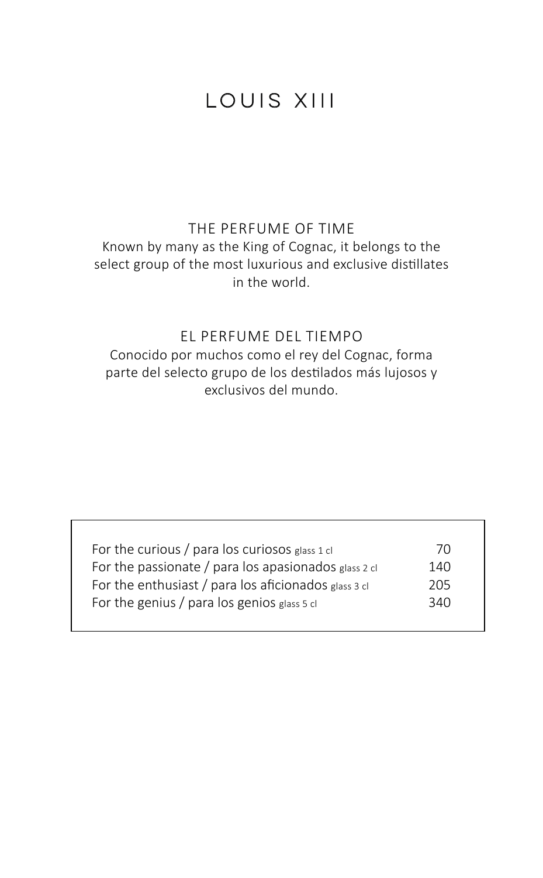# LOUIS XIII

THE PERFUME OF TIME

Known by many as the King of Cognac, it belongs to the select group of the most luxurious and exclusive distillates in the world.

EL PERFUME DEL TIEMPO

Conocido por muchos como el rey del Cognac, forma parte del selecto grupo de los destilados más lujosos y exclusivos del mundo.

| | |
|---|---|
| For the curious / para los curiosos glass 1 cl | 70 |
| For the passionate / para los apasionados glass 2 cl | 140 |
| For the enthusiast / para los aficionados glass 3 cl | 205 |
| For the genius / para los genios glass 5 cl | 340 |